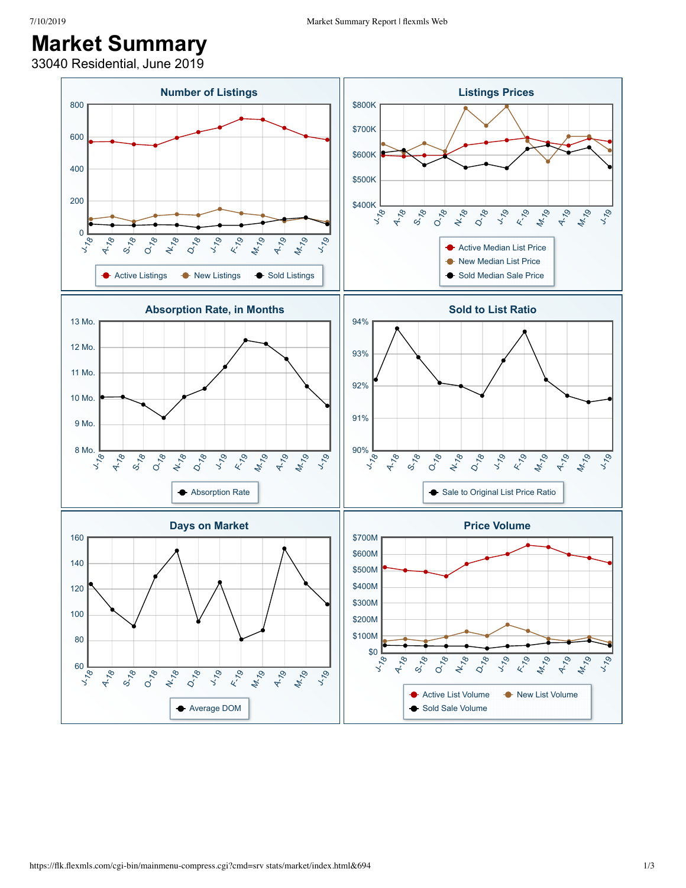# Market Summary

33040 Residential, June 2019

### Number of Listings

800, 600, 400, 200, 0

J-18, A-18, S-18, O-18, N-18, D-18, J-19, F-19, M-19, A-19, M-19, J-19

Active Listings · New Listings · Sold Listings

### Listings Prices

$800K, $700K, $600K, $500K, $400K

J-18, A-18, S-18, O-18, N-18, D-18, J-19, F-19, M-19, A-19, M-19, J-19

Active Median List Price · New Median List Price · Sold Median Sale Price

### Absorption Rate, in Months

13 Mo., 12 Mo., 11 Mo., 10 Mo., 9 Mo., 8 Mo.

J-18, A-18, S-18, O-18, N-18, D-18, J-19, F-19, M-19, A-19, M-19, J-19

Absorption Rate

### Sold to List Ratio

94%, 93%, 92%, 91%, 90%

J-18, A-18, S-18, O-18, N-18, D-18, J-19, F-19, M-19, A-19, M-19, J-19

Sale to Original List Price Ratio

### Days on Market

160, 140, 120, 100, 80, 60

J-18, A-18, S-18, O-18, N-18, D-18, J-19, F-19, M-19, A-19, M-19, J-19

Average DOM

### Price Volume

$700M, $600M, $500M, $400M, $300M, $200M, $100M, $0

J-18, A-18, S-18, O-18, N-18, D-18, J-19, F-19, M-19, A-19, M-19, J-19

Active List Volume · New List Volume · Sold Sale Volume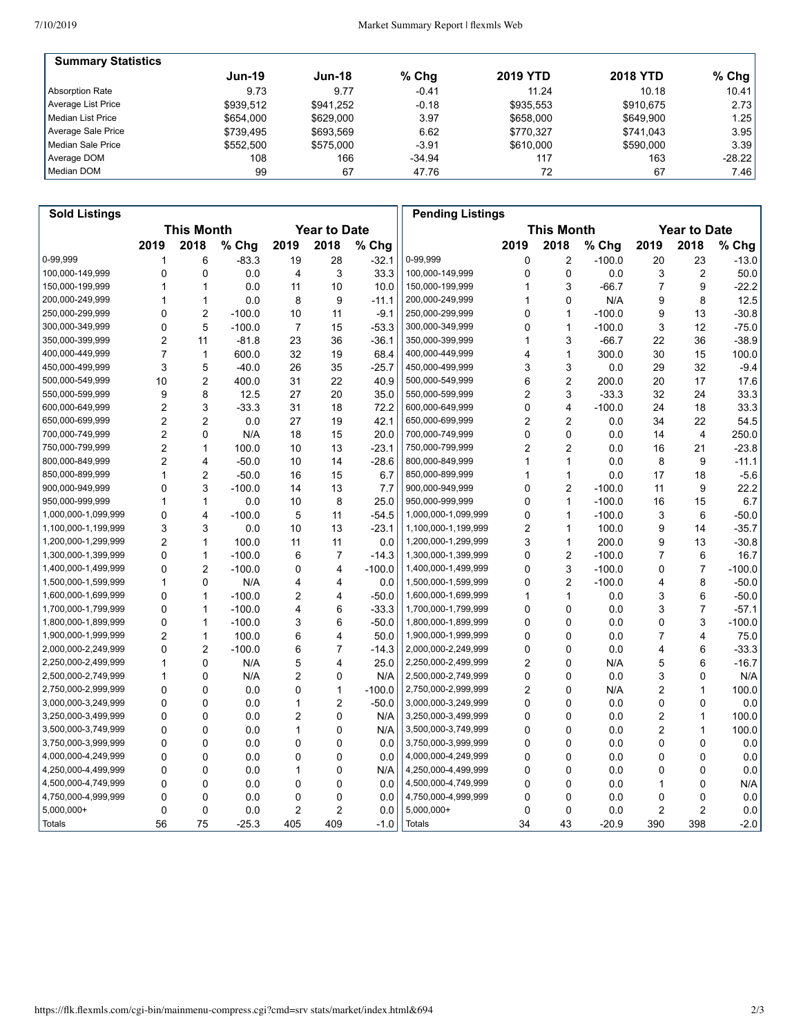## Summary Statistics

| | Jun-19 | Jun-18 | % Chg | 2019 YTD | 2018 YTD | % Chg |
|---|---|---|---|---|---|---|
| Absorption Rate | 9.73 | 9.77 | -0.41 | 11.24 | 10.18 | 10.41 |
| Average List Price | $939,512 | $941,252 | -0.18 | $935,553 | $910,675 | 2.73 |
| Median List Price | $654,000 | $629,000 | 3.97 | $658,000 | $649,900 | 1.25 |
| Average Sale Price | $739,495 | $693,569 | 6.62 | $770,327 | $741,043 | 3.95 |
| Median Sale Price | $552,500 | $575,000 | -3.91 | $610,000 | $590,000 | 3.39 |
| Average DOM | 108 | 166 | -34.94 | 117 | 163 | -28.22 |
| Median DOM | 99 | 67 | 47.76 | 72 | 67 | 7.46 |

## Sold Listings

| | This Month | | | Year to Date | | |
|---|---|---|---|---|---|---|
| | 2019 | 2018 | % Chg | 2019 | 2018 | % Chg |
| 0-99,999 | 1 | 6 | -83.3 | 19 | 28 | -32.1 |
| 100,000-149,999 | 0 | 0 | 0.0 | 4 | 3 | 33.3 |
| 150,000-199,999 | 1 | 1 | 0.0 | 11 | 10 | 10.0 |
| 200,000-249,999 | 1 | 1 | 0.0 | 8 | 9 | -11.1 |
| 250,000-299,999 | 0 | 2 | -100.0 | 10 | 11 | -9.1 |
| 300,000-349,999 | 0 | 5 | -100.0 | 7 | 15 | -53.3 |
| 350,000-399,999 | 2 | 11 | -81.8 | 23 | 36 | -36.1 |
| 400,000-449,999 | 7 | 1 | 600.0 | 32 | 19 | 68.4 |
| 450,000-499,999 | 3 | 5 | -40.0 | 26 | 35 | -25.7 |
| 500,000-549,999 | 10 | 2 | 400.0 | 31 | 22 | 40.9 |
| 550,000-599,999 | 9 | 8 | 12.5 | 27 | 20 | 35.0 |
| 600,000-649,999 | 2 | 3 | -33.3 | 31 | 18 | 72.2 |
| 650,000-699,999 | 2 | 2 | 0.0 | 27 | 19 | 42.1 |
| 700,000-749,999 | 2 | 0 | N/A | 18 | 15 | 20.0 |
| 750,000-799,999 | 2 | 1 | 100.0 | 10 | 13 | -23.1 |
| 800,000-849,999 | 2 | 4 | -50.0 | 10 | 14 | -28.6 |
| 850,000-899,999 | 1 | 2 | -50.0 | 16 | 15 | 6.7 |
| 900,000-949,999 | 0 | 3 | -100.0 | 14 | 13 | 7.7 |
| 950,000-999,999 | 1 | 1 | 0.0 | 10 | 8 | 25.0 |
| 1,000,000-1,099,999 | 0 | 4 | -100.0 | 5 | 11 | -54.5 |
| 1,100,000-1,199,999 | 3 | 3 | 0.0 | 10 | 13 | -23.1 |
| 1,200,000-1,299,999 | 2 | 1 | 100.0 | 11 | 11 | 0.0 |
| 1,300,000-1,399,999 | 0 | 1 | -100.0 | 6 | 7 | -14.3 |
| 1,400,000-1,499,999 | 0 | 2 | -100.0 | 0 | 4 | -100.0 |
| 1,500,000-1,599,999 | 1 | 0 | N/A | 4 | 4 | 0.0 |
| 1,600,000-1,699,999 | 0 | 1 | -100.0 | 2 | 4 | -50.0 |
| 1,700,000-1,799,999 | 0 | 1 | -100.0 | 4 | 6 | -33.3 |
| 1,800,000-1,899,999 | 0 | 1 | -100.0 | 3 | 6 | -50.0 |
| 1,900,000-1,999,999 | 2 | 1 | 100.0 | 6 | 4 | 50.0 |
| 2,000,000-2,249,999 | 0 | 2 | -100.0 | 6 | 7 | -14.3 |
| 2,250,000-2,499,999 | 1 | 0 | N/A | 5 | 4 | 25.0 |
| 2,500,000-2,749,999 | 1 | 0 | N/A | 2 | 0 | N/A |
| 2,750,000-2,999,999 | 0 | 0 | 0.0 | 0 | 1 | -100.0 |
| 3,000,000-3,249,999 | 0 | 0 | 0.0 | 1 | 2 | -50.0 |
| 3,250,000-3,499,999 | 0 | 0 | 0.0 | 2 | 0 | N/A |
| 3,500,000-3,749,999 | 0 | 0 | 0.0 | 1 | 0 | N/A |
| 3,750,000-3,999,999 | 0 | 0 | 0.0 | 0 | 0 | 0.0 |
| 4,000,000-4,249,999 | 0 | 0 | 0.0 | 0 | 0 | 0.0 |
| 4,250,000-4,499,999 | 0 | 0 | 0.0 | 1 | 0 | N/A |
| 4,500,000-4,749,999 | 0 | 0 | 0.0 | 0 | 0 | 0.0 |
| 4,750,000-4,999,999 | 0 | 0 | 0.0 | 0 | 0 | 0.0 |
| 5,000,000+ | 0 | 0 | 0.0 | 2 | 2 | 0.0 |
| Totals | 56 | 75 | -25.3 | 405 | 409 | -1.0 |

## Pending Listings

| | This Month | | | Year to Date | | |
|---|---|---|---|---|---|---|
| | 2019 | 2018 | % Chg | 2019 | 2018 | % Chg |
| 0-99,999 | 0 | 2 | -100.0 | 20 | 23 | -13.0 |
| 100,000-149,999 | 0 | 0 | 0.0 | 3 | 2 | 50.0 |
| 150,000-199,999 | 1 | 3 | -66.7 | 7 | 9 | -22.2 |
| 200,000-249,999 | 1 | 0 | N/A | 9 | 8 | 12.5 |
| 250,000-299,999 | 0 | 1 | -100.0 | 9 | 13 | -30.8 |
| 300,000-349,999 | 0 | 1 | -100.0 | 3 | 12 | -75.0 |
| 350,000-399,999 | 1 | 3 | -66.7 | 22 | 36 | -38.9 |
| 400,000-449,999 | 4 | 1 | 300.0 | 30 | 15 | 100.0 |
| 450,000-499,999 | 3 | 3 | 0.0 | 29 | 32 | -9.4 |
| 500,000-549,999 | 6 | 2 | 200.0 | 20 | 17 | 17.6 |
| 550,000-599,999 | 2 | 3 | -33.3 | 32 | 24 | 33.3 |
| 600,000-649,999 | 0 | 4 | -100.0 | 24 | 18 | 33.3 |
| 650,000-699,999 | 2 | 2 | 0.0 | 34 | 22 | 54.5 |
| 700,000-749,999 | 0 | 0 | 0.0 | 14 | 4 | 250.0 |
| 750,000-799,999 | 2 | 2 | 0.0 | 16 | 21 | -23.8 |
| 800,000-849,999 | 1 | 1 | 0.0 | 8 | 9 | -11.1 |
| 850,000-899,999 | 1 | 1 | 0.0 | 17 | 18 | -5.6 |
| 900,000-949,999 | 0 | 2 | -100.0 | 11 | 9 | 22.2 |
| 950,000-999,999 | 0 | 1 | -100.0 | 16 | 15 | 6.7 |
| 1,000,000-1,099,999 | 0 | 1 | -100.0 | 3 | 6 | -50.0 |
| 1,100,000-1,199,999 | 2 | 1 | 100.0 | 9 | 14 | -35.7 |
| 1,200,000-1,299,999 | 3 | 1 | 200.0 | 9 | 13 | -30.8 |
| 1,300,000-1,399,999 | 0 | 2 | -100.0 | 7 | 6 | 16.7 |
| 1,400,000-1,499,999 | 0 | 3 | -100.0 | 0 | 7 | -100.0 |
| 1,500,000-1,599,999 | 0 | 2 | -100.0 | 4 | 8 | -50.0 |
| 1,600,000-1,699,999 | 1 | 1 | 0.0 | 3 | 6 | -50.0 |
| 1,700,000-1,799,999 | 0 | 0 | 0.0 | 3 | 7 | -57.1 |
| 1,800,000-1,899,999 | 0 | 0 | 0.0 | 0 | 3 | -100.0 |
| 1,900,000-1,999,999 | 0 | 0 | 0.0 | 7 | 4 | 75.0 |
| 2,000,000-2,249,999 | 0 | 0 | 0.0 | 4 | 6 | -33.3 |
| 2,250,000-2,499,999 | 2 | 0 | N/A | 5 | 6 | -16.7 |
| 2,500,000-2,749,999 | 0 | 0 | 0.0 | 3 | 0 | N/A |
| 2,750,000-2,999,999 | 2 | 0 | N/A | 2 | 1 | 100.0 |
| 3,000,000-3,249,999 | 0 | 0 | 0.0 | 0 | 0 | 0.0 |
| 3,250,000-3,499,999 | 0 | 0 | 0.0 | 2 | 1 | 100.0 |
| 3,500,000-3,749,999 | 0 | 0 | 0.0 | 2 | 1 | 100.0 |
| 3,750,000-3,999,999 | 0 | 0 | 0.0 | 0 | 0 | 0.0 |
| 4,000,000-4,249,999 | 0 | 0 | 0.0 | 0 | 0 | 0.0 |
| 4,250,000-4,499,999 | 0 | 0 | 0.0 | 0 | 0 | 0.0 |
| 4,500,000-4,749,999 | 0 | 0 | 0.0 | 1 | 0 | N/A |
| 4,750,000-4,999,999 | 0 | 0 | 0.0 | 0 | 0 | 0.0 |
| 5,000,000+ | 0 | 0 | 0.0 | 2 | 2 | 0.0 |
| Totals | 34 | 43 | -20.9 | 390 | 398 | -2.0 |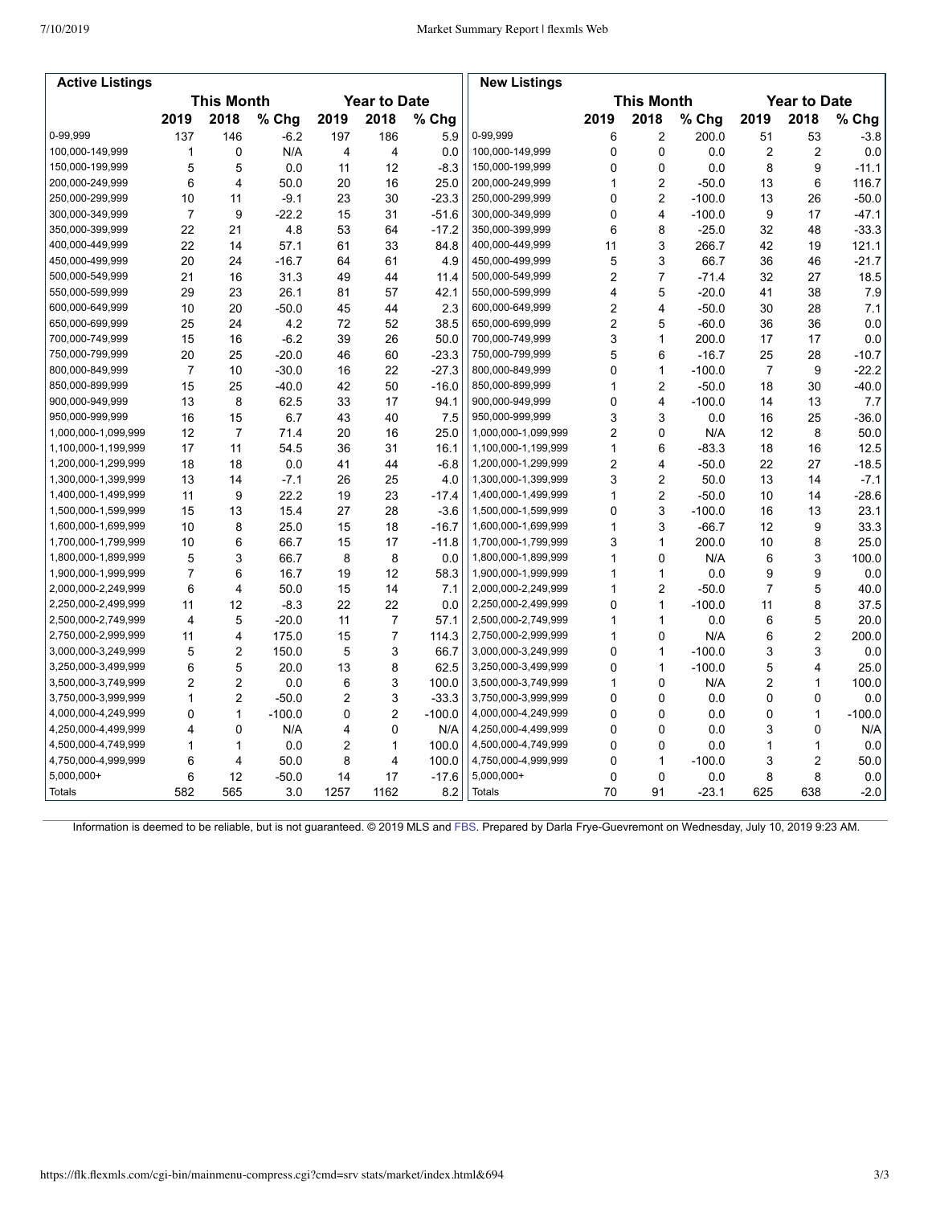| Active Listings | | | | | | |
|---|---|---|---|---|---|---|
| | This Month | | | Year to Date | | |
| | 2019 | 2018 | % Chg | 2019 | 2018 | % Chg |
| 0-99,999 | 137 | 146 | -6.2 | 197 | 186 | 5.9 |
| 100,000-149,999 | 1 | 0 | N/A | 4 | 4 | 0.0 |
| 150,000-199,999 | 5 | 5 | 0.0 | 11 | 12 | -8.3 |
| 200,000-249,999 | 6 | 4 | 50.0 | 20 | 16 | 25.0 |
| 250,000-299,999 | 10 | 11 | -9.1 | 23 | 30 | -23.3 |
| 300,000-349,999 | 7 | 9 | -22.2 | 15 | 31 | -51.6 |
| 350,000-399,999 | 22 | 21 | 4.8 | 53 | 64 | -17.2 |
| 400,000-449,999 | 22 | 14 | 57.1 | 61 | 33 | 84.8 |
| 450,000-499,999 | 20 | 24 | -16.7 | 64 | 61 | 4.9 |
| 500,000-549,999 | 21 | 16 | 31.3 | 49 | 44 | 11.4 |
| 550,000-599,999 | 29 | 23 | 26.1 | 81 | 57 | 42.1 |
| 600,000-649,999 | 10 | 20 | -50.0 | 45 | 44 | 2.3 |
| 650,000-699,999 | 25 | 24 | 4.2 | 72 | 52 | 38.5 |
| 700,000-749,999 | 15 | 16 | -6.2 | 39 | 26 | 50.0 |
| 750,000-799,999 | 20 | 25 | -20.0 | 46 | 60 | -23.3 |
| 800,000-849,999 | 7 | 10 | -30.0 | 16 | 22 | -27.3 |
| 850,000-899,999 | 15 | 25 | -40.0 | 42 | 50 | -16.0 |
| 900,000-949,999 | 13 | 8 | 62.5 | 33 | 17 | 94.1 |
| 950,000-999,999 | 16 | 15 | 6.7 | 43 | 40 | 7.5 |
| 1,000,000-1,099,999 | 12 | 7 | 71.4 | 20 | 16 | 25.0 |
| 1,100,000-1,199,999 | 17 | 11 | 54.5 | 36 | 31 | 16.1 |
| 1,200,000-1,299,999 | 18 | 18 | 0.0 | 41 | 44 | -6.8 |
| 1,300,000-1,399,999 | 13 | 14 | -7.1 | 26 | 25 | 4.0 |
| 1,400,000-1,499,999 | 11 | 9 | 22.2 | 19 | 23 | -17.4 |
| 1,500,000-1,599,999 | 15 | 13 | 15.4 | 27 | 28 | -3.6 |
| 1,600,000-1,699,999 | 10 | 8 | 25.0 | 15 | 18 | -16.7 |
| 1,700,000-1,799,999 | 10 | 6 | 66.7 | 15 | 17 | -11.8 |
| 1,800,000-1,899,999 | 5 | 3 | 66.7 | 8 | 8 | 0.0 |
| 1,900,000-1,999,999 | 7 | 6 | 16.7 | 19 | 12 | 58.3 |
| 2,000,000-2,249,999 | 6 | 4 | 50.0 | 15 | 14 | 7.1 |
| 2,250,000-2,499,999 | 11 | 12 | -8.3 | 22 | 22 | 0.0 |
| 2,500,000-2,749,999 | 4 | 5 | -20.0 | 11 | 7 | 57.1 |
| 2,750,000-2,999,999 | 11 | 4 | 175.0 | 15 | 7 | 114.3 |
| 3,000,000-3,249,999 | 5 | 2 | 150.0 | 5 | 3 | 66.7 |
| 3,250,000-3,499,999 | 6 | 5 | 20.0 | 13 | 8 | 62.5 |
| 3,500,000-3,749,999 | 2 | 2 | 0.0 | 6 | 3 | 100.0 |
| 3,750,000-3,999,999 | 1 | 2 | -50.0 | 2 | 3 | -33.3 |
| 4,000,000-4,249,999 | 0 | 1 | -100.0 | 0 | 2 | -100.0 |
| 4,250,000-4,499,999 | 4 | 0 | N/A | 4 | 0 | N/A |
| 4,500,000-4,749,999 | 1 | 1 | 0.0 | 2 | 1 | 100.0 |
| 4,750,000-4,999,999 | 6 | 4 | 50.0 | 8 | 4 | 100.0 |
| 5,000,000+ | 6 | 12 | -50.0 | 14 | 17 | -17.6 |
| Totals | 582 | 565 | 3.0 | 1257 | 1162 | 8.2 |

| New Listings | | | | | | |
|---|---|---|---|---|---|---|
| | This Month | | | Year to Date | | |
| | 2019 | 2018 | % Chg | 2019 | 2018 | % Chg |
| 0-99,999 | 6 | 2 | 200.0 | 51 | 53 | -3.8 |
| 100,000-149,999 | 0 | 0 | 0.0 | 2 | 2 | 0.0 |
| 150,000-199,999 | 0 | 0 | 0.0 | 8 | 9 | -11.1 |
| 200,000-249,999 | 1 | 2 | -50.0 | 13 | 6 | 116.7 |
| 250,000-299,999 | 0 | 2 | -100.0 | 13 | 26 | -50.0 |
| 300,000-349,999 | 0 | 4 | -100.0 | 9 | 17 | -47.1 |
| 350,000-399,999 | 6 | 8 | -25.0 | 32 | 48 | -33.3 |
| 400,000-449,999 | 11 | 3 | 266.7 | 42 | 19 | 121.1 |
| 450,000-499,999 | 5 | 3 | 66.7 | 36 | 46 | -21.7 |
| 500,000-549,999 | 2 | 7 | -71.4 | 32 | 27 | 18.5 |
| 550,000-599,999 | 4 | 5 | -20.0 | 41 | 38 | 7.9 |
| 600,000-649,999 | 2 | 4 | -50.0 | 30 | 28 | 7.1 |
| 650,000-699,999 | 2 | 5 | -60.0 | 36 | 36 | 0.0 |
| 700,000-749,999 | 3 | 1 | 200.0 | 17 | 17 | 0.0 |
| 750,000-799,999 | 5 | 6 | -16.7 | 25 | 28 | -10.7 |
| 800,000-849,999 | 0 | 1 | -100.0 | 7 | 9 | -22.2 |
| 850,000-899,999 | 1 | 2 | -50.0 | 18 | 30 | -40.0 |
| 900,000-949,999 | 0 | 4 | -100.0 | 14 | 13 | 7.7 |
| 950,000-999,999 | 3 | 3 | 0.0 | 16 | 25 | -36.0 |
| 1,000,000-1,099,999 | 2 | 0 | N/A | 12 | 8 | 50.0 |
| 1,100,000-1,199,999 | 1 | 6 | -83.3 | 18 | 16 | 12.5 |
| 1,200,000-1,299,999 | 2 | 4 | -50.0 | 22 | 27 | -18.5 |
| 1,300,000-1,399,999 | 3 | 2 | 50.0 | 13 | 14 | -7.1 |
| 1,400,000-1,499,999 | 1 | 2 | -50.0 | 10 | 14 | -28.6 |
| 1,500,000-1,599,999 | 0 | 3 | -100.0 | 16 | 13 | 23.1 |
| 1,600,000-1,699,999 | 1 | 3 | -66.7 | 12 | 9 | 33.3 |
| 1,700,000-1,799,999 | 3 | 1 | 200.0 | 10 | 8 | 25.0 |
| 1,800,000-1,899,999 | 1 | 0 | N/A | 6 | 3 | 100.0 |
| 1,900,000-1,999,999 | 1 | 1 | 0.0 | 9 | 9 | 0.0 |
| 2,000,000-2,249,999 | 1 | 2 | -50.0 | 7 | 5 | 40.0 |
| 2,250,000-2,499,999 | 0 | 1 | -100.0 | 11 | 8 | 37.5 |
| 2,500,000-2,749,999 | 1 | 1 | 0.0 | 6 | 5 | 20.0 |
| 2,750,000-2,999,999 | 1 | 0 | N/A | 6 | 2 | 200.0 |
| 3,000,000-3,249,999 | 0 | 1 | -100.0 | 3 | 3 | 0.0 |
| 3,250,000-3,499,999 | 0 | 1 | -100.0 | 5 | 4 | 25.0 |
| 3,500,000-3,749,999 | 1 | 0 | N/A | 2 | 1 | 100.0 |
| 3,750,000-3,999,999 | 0 | 0 | 0.0 | 0 | 0 | 0.0 |
| 4,000,000-4,249,999 | 0 | 0 | 0.0 | 0 | 1 | -100.0 |
| 4,250,000-4,499,999 | 0 | 0 | 0.0 | 3 | 0 | N/A |
| 4,500,000-4,749,999 | 0 | 0 | 0.0 | 1 | 1 | 0.0 |
| 4,750,000-4,999,999 | 0 | 1 | -100.0 | 3 | 2 | 50.0 |
| 5,000,000+ | 0 | 0 | 0.0 | 8 | 8 | 0.0 |
| Totals | 70 | 91 | -23.1 | 625 | 638 | -2.0 |

Information is deemed to be reliable, but is not guaranteed. © 2019 MLS and FBS. Prepared by Darla Frye-Guevremont on Wednesday, July 10, 2019 9:23 AM.